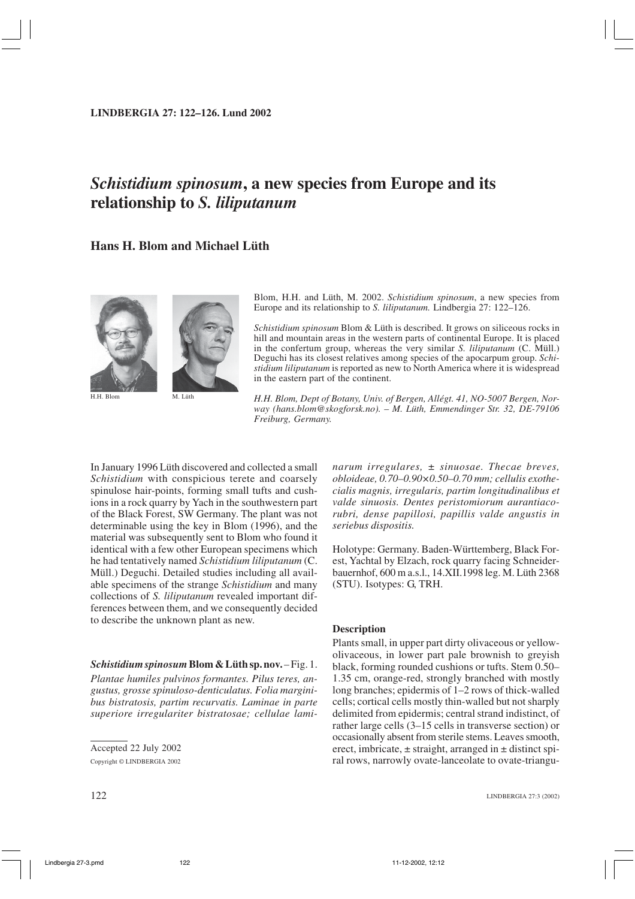# *Schistidium spinosum*, a new species from Europe and its relationship to *S. liliputanum*

## Hans H. Blom and Michael Lüth

H.H. Blom M. Lüth

Blom, H.H. and Lüth, M. 2002. *Schistidium spinosum*, a new species from Europe and its relationship to *S. liliputanum.* Lindbergia 27: 122–126.

*Schistidium spinosum* Blom & Lüth is described. It grows on siliceous rocks in hill and mountain areas in the western parts of continental Europe. It is placed in the confertum group, whereas the very similar *S. liliputanum* (C. Müll.) Deguchi has its closest relatives among species of the apocarpum group. *Schistidium liliputanum* is reported as new to North America where it is widespread in the eastern part of the continent.

*H.H. Blom, Dept of Botany, Univ. of Bergen, Allégt. 41, NO-5007 Bergen, Norway (hans.blom@skogforsk.no). – M. Lüth, Emmendinger Str. 32, DE-79106 Freiburg, Germany.*

In January 1996 Lüth discovered and collected a small *Schistidium* with conspicious terete and coarsely spinulose hair-points, forming small tufts and cushions in a rock quarry by Yach in the southwestern part of the Black Forest, SW Germany. The plant was not determinable using the key in Blom (1996), and the material was subsequently sent to Blom who found it identical with a few other European specimens which he had tentatively named *Schistidium liliputanum* (C. Müll.) Deguchi. Detailed studies including all available specimens of the strange *Schistidium* and many collections of *S. liliputanum* revealed important differences between them, and we consequently decided to describe the unknown plant as new.

***Schistidium spinosum* Blom & Lüth sp. nov.** – Fig. 1.
*Plantae humiles pulvinos formantes. Pilus teres, angustus, grosse spinuloso-denticulatus. Folia marginibus bistratosis, partim recurvatis. Laminae in parte superiore irregulariter bistratosae; cellulae laminarum irregulares, ± sinuosae. Thecae breves, obloideae, 0.70–0.90×0.50–0.70 mm; cellulis exothecialis magnis, irregularis, partim longitudinalibus et valde sinuosis. Dentes peristomiorum aurantiaco-rubri, dense papillosi, papillis valde angustis in seriebus dispositis.*

Holotype: Germany. Baden-Württemberg, Black Forest, Yachtal by Elzach, rock quarry facing Schneiderbauernhof, 600 m a.s.l., 14.XII.1998 leg. M. Lüth 2368 (STU). Isotypes: G, TRH.

Accepted 22 July 2002
Copyright © LINDBERGIA 2002

### Description

Plants small, in upper part dirty olivaceous or yellow-olivaceous, in lower part pale brownish to greyish black, forming rounded cushions or tufts. Stem 0.50–1.35 cm, orange-red, strongly branched with mostly long branches; epidermis of 1–2 rows of thick-walled cells; cortical cells mostly thin-walled but not sharply delimited from epidermis; central strand indistinct, of rather large cells (3–15 cells in transverse section) or occasionally absent from sterile stems. Leaves smooth, erect, imbricate, ± straight, arranged in ± distinct spiral rows, narrowly ovate-lanceolate to ovate-triangu-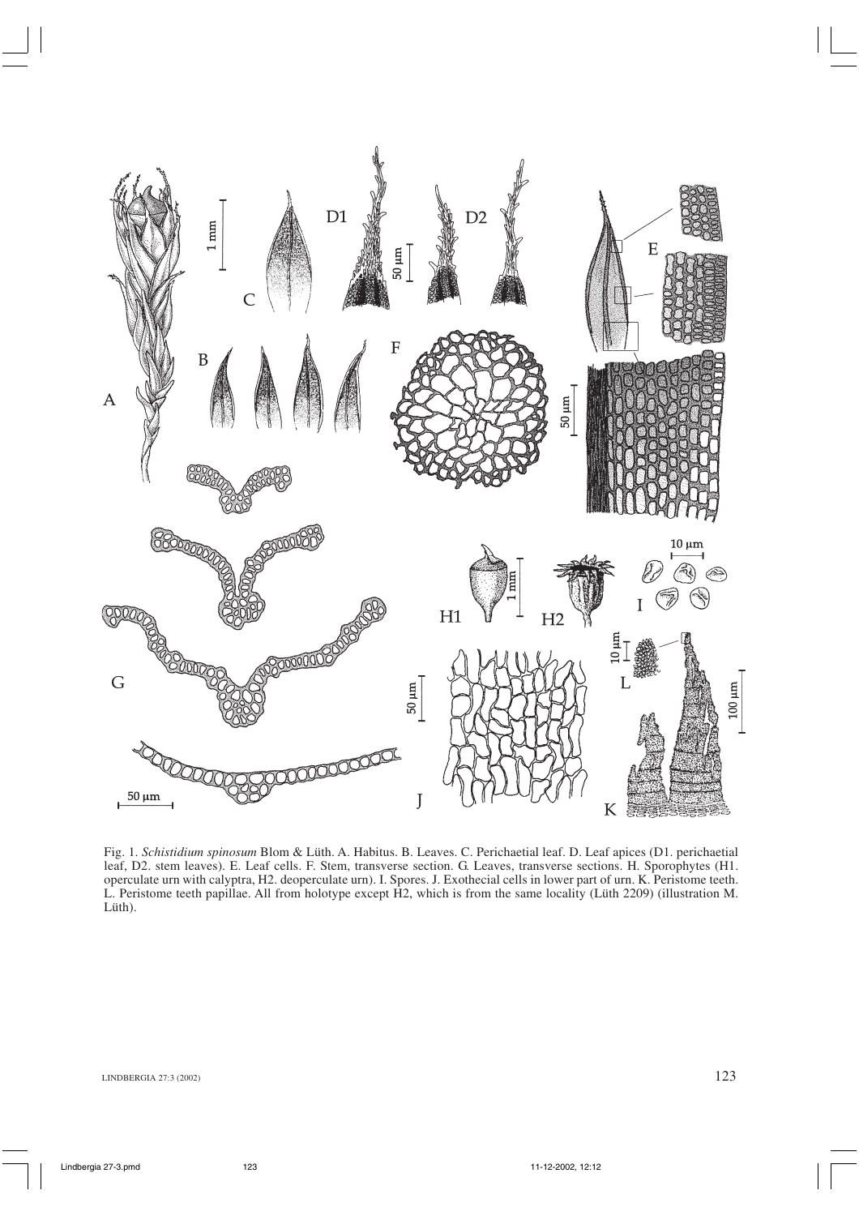Fig. 1. *Schistidium spinosum* Blom & Lüth. A. Habitus. B. Leaves. C. Perichaetial leaf. D. Leaf apices (D1. perichaetial leaf, D2. stem leaves). E. Leaf cells. F. Stem, transverse section. G. Leaves, transverse sections. H. Sporophytes (H1. operculate urn with calyptra, H2. deoperculate urn). I. Spores. J. Exothecial cells in lower part of urn. K. Peristome teeth. L. Peristome teeth papillae. All from holotype except H2, which is from the same locality (Lüth 2209) (illustration M. Lüth).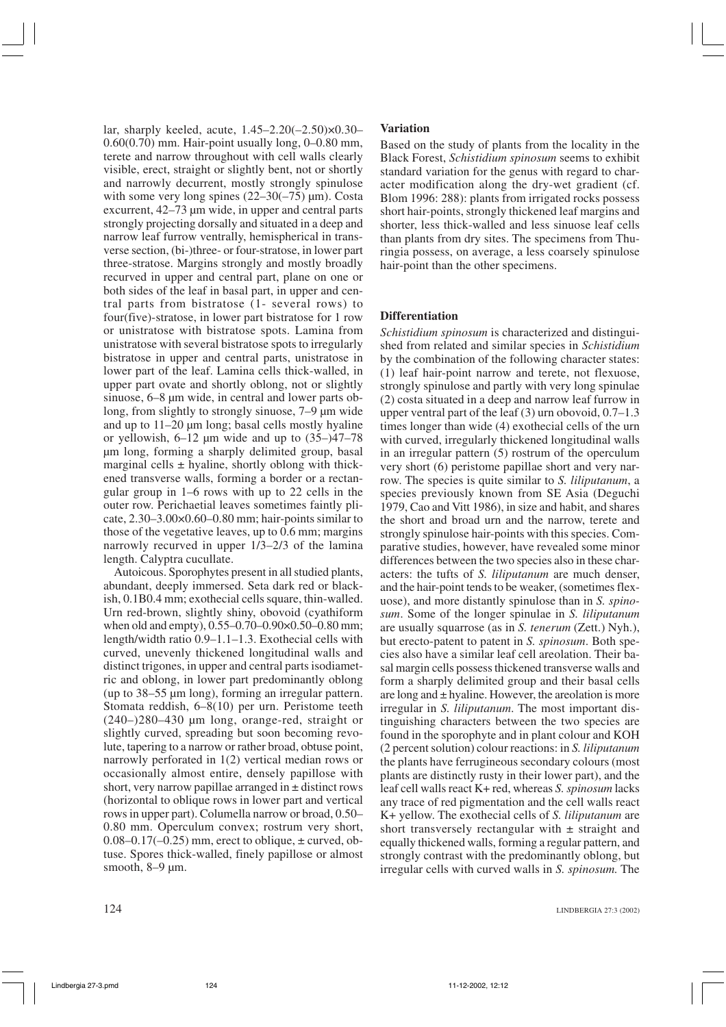lar, sharply keeled, acute, 1.45–2.20(–2.50)×0.30–0.60(0.70) mm. Hair-point usually long, 0–0.80 mm, terete and narrow throughout with cell walls clearly visible, erect, straight or slightly bent, not or shortly and narrowly decurrent, mostly strongly spinulose with some very long spines (22–30(–75) µm). Costa excurrent, 42–73 µm wide, in upper and central parts strongly projecting dorsally and situated in a deep and narrow leaf furrow ventrally, hemispherical in transverse section, (bi-)three- or four-stratose, in lower part three-stratose. Margins strongly and mostly broadly recurved in upper and central part, plane on one or both sides of the leaf in basal part, in upper and central parts from bistratose (1- several rows) to four(five)-stratose, in lower part bistratose for 1 row or unistratose with bistratose spots. Lamina from unistratose with several bistratose spots to irregularly bistratose in upper and central parts, unistratose in lower part of the leaf. Lamina cells thick-walled, in upper part ovate and shortly oblong, not or slightly sinuose, 6–8 µm wide, in central and lower parts oblong, from slightly to strongly sinuose, 7–9 µm wide and up to 11–20 µm long; basal cells mostly hyaline or yellowish, 6–12 µm wide and up to (35–)47–78 µm long, forming a sharply delimited group, basal marginal cells ± hyaline, shortly oblong with thickened transverse walls, forming a border or a rectangular group in 1–6 rows with up to 22 cells in the outer row. Perichaetial leaves sometimes faintly plicate, 2.30–3.00×0.60–0.80 mm; hair-points similar to those of the vegetative leaves, up to 0.6 mm; margins narrowly recurved in upper 1/3–2/3 of the lamina length. Calyptra cucullate.

Autoicous. Sporophytes present in all studied plants, abundant, deeply immersed. Seta dark red or blackish, 0.1B0.4 mm; exothecial cells square, thin-walled. Urn red-brown, slightly shiny, obovoid (cyathiform when old and empty), 0.55–0.70–0.90×0.50–0.80 mm; length/width ratio 0.9–1.1–1.3. Exothecial cells with curved, unevenly thickened longitudinal walls and distinct trigones, in upper and central parts isodiametric and oblong, in lower part predominantly oblong (up to 38–55 µm long), forming an irregular pattern. Stomata reddish, 6–8(10) per urn. Peristome teeth (240–)280–430 µm long, orange-red, straight or slightly curved, spreading but soon becoming revolute, tapering to a narrow or rather broad, obtuse point, narrowly perforated in 1(2) vertical median rows or occasionally almost entire, densely papillose with short, very narrow papillae arranged in ± distinct rows (horizontal to oblique rows in lower part and vertical rows in upper part). Columella narrow or broad, 0.50–0.80 mm. Operculum convex; rostrum very short, 0.08–0.17(–0.25) mm, erect to oblique, ± curved, obtuse. Spores thick-walled, finely papillose or almost smooth, 8–9 µm.

## Variation

Based on the study of plants from the locality in the Black Forest, *Schistidium spinosum* seems to exhibit standard variation for the genus with regard to character modification along the dry-wet gradient (cf. Blom 1996: 288): plants from irrigated rocks possess short hair-points, strongly thickened leaf margins and shorter, less thick-walled and less sinuose leaf cells than plants from dry sites. The specimens from Thuringia possess, on average, a less coarsely spinulose hair-point than the other specimens.

## Differentiation

*Schistidium spinosum* is characterized and distinguished from related and similar species in *Schistidium* by the combination of the following character states: (1) leaf hair-point narrow and terete, not flexuose, strongly spinulose and partly with very long spinulae (2) costa situated in a deep and narrow leaf furrow in upper ventral part of the leaf (3) urn obovoid, 0.7–1.3 times longer than wide (4) exothecial cells of the urn with curved, irregularly thickened longitudinal walls in an irregular pattern (5) rostrum of the operculum very short (6) peristome papillae short and very narrow. The species is quite similar to *S. liliputanum*, a species previously known from SE Asia (Deguchi 1979, Cao and Vitt 1986), in size and habit, and shares the short and broad urn and the narrow, terete and strongly spinulose hair-points with this species. Comparative studies, however, have revealed some minor differences between the two species also in these characters: the tufts of *S. liliputanum* are much denser, and the hair-point tends to be weaker, (sometimes flexuose), and more distantly spinulose than in *S. spinosum*. Some of the longer spinulae in *S. liliputanum* are usually squarrose (as in *S. tenerum* (Zett.) Nyh.), but erecto-patent to patent in *S. spinosum*. Both species also have a similar leaf cell areolation. Their basal margin cells possess thickened transverse walls and form a sharply delimited group and their basal cells are long and ± hyaline. However, the areolation is more irregular in *S. liliputanum*. The most important distinguishing characters between the two species are found in the sporophyte and in plant colour and KOH (2 percent solution) colour reactions: in *S. liliputanum* the plants have ferrugineous secondary colours (most plants are distinctly rusty in their lower part), and the leaf cell walls react K+ red, whereas *S. spinosum* lacks any trace of red pigmentation and the cell walls react K+ yellow. The exothecial cells of *S. liliputanum* are short transversely rectangular with ± straight and equally thickened walls, forming a regular pattern, and strongly contrast with the predominantly oblong, but irregular cells with curved walls in *S. spinosum.* The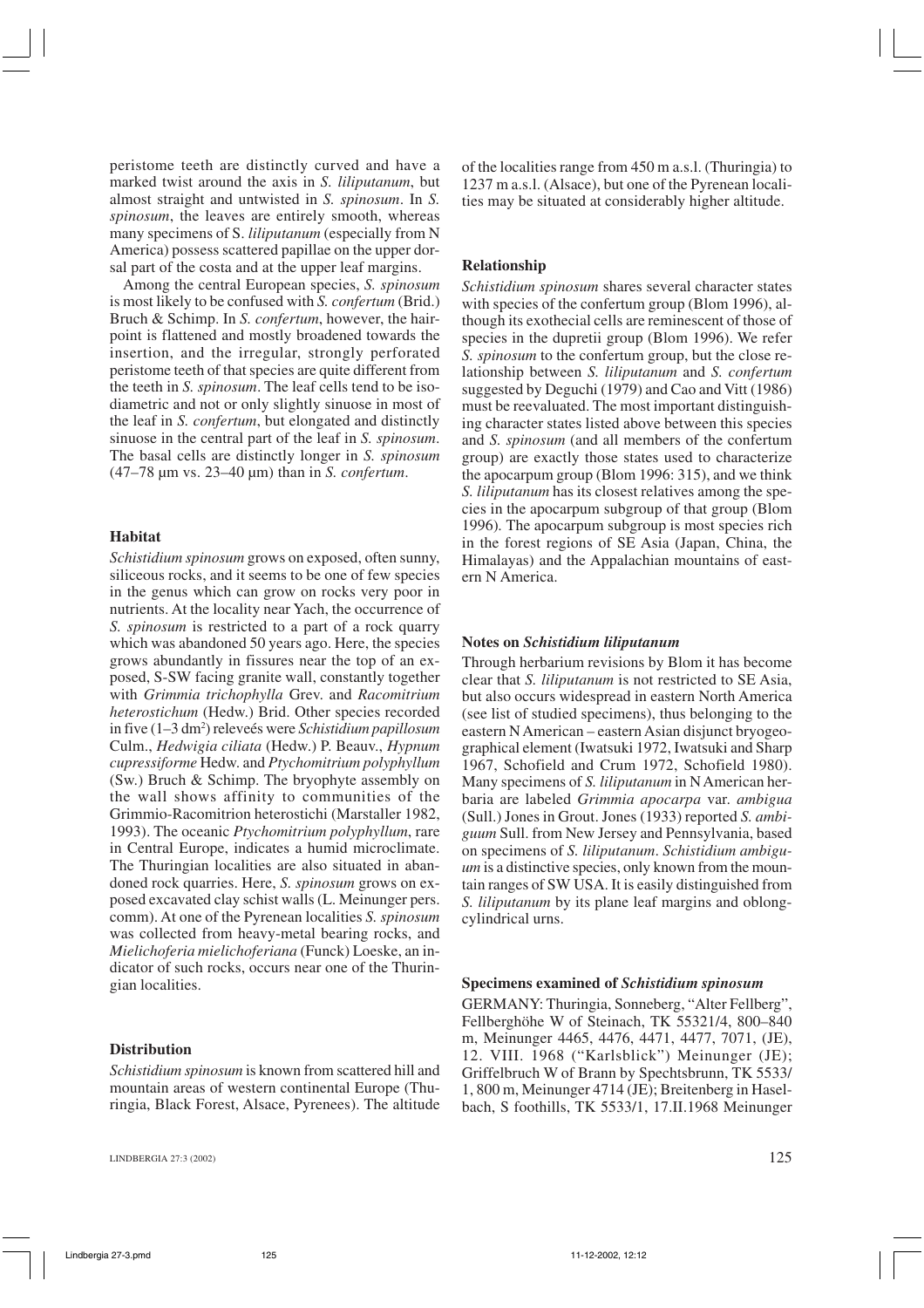peristome teeth are distinctly curved and have a marked twist around the axis in *S. liliputanum*, but almost straight and untwisted in *S. spinosum*. In *S. spinosum*, the leaves are entirely smooth, whereas many specimens of S. *liliputanum* (especially from N America) possess scattered papillae on the upper dorsal part of the costa and at the upper leaf margins.

Among the central European species, *S. spinosum* is most likely to be confused with *S. confertum* (Brid.) Bruch & Schimp. In *S. confertum*, however, the hairpoint is flattened and mostly broadened towards the insertion, and the irregular, strongly perforated peristome teeth of that species are quite different from the teeth in *S. spinosum*. The leaf cells tend to be isodiametric and not or only slightly sinuose in most of the leaf in *S. confertum*, but elongated and distinctly sinuose in the central part of the leaf in *S. spinosum*. The basal cells are distinctly longer in *S. spinosum* (47–78 µm vs. 23–40 µm) than in *S. confertum*.

### Habitat

*Schistidium spinosum* grows on exposed, often sunny, siliceous rocks, and it seems to be one of few species in the genus which can grow on rocks very poor in nutrients. At the locality near Yach, the occurrence of *S. spinosum* is restricted to a part of a rock quarry which was abandoned 50 years ago. Here, the species grows abundantly in fissures near the top of an exposed, S-SW facing granite wall, constantly together with *Grimmia trichophylla* Grev. and *Racomitrium heterostichum* (Hedw.) Brid. Other species recorded in five (1–3 dm$^2$) releveés were *Schistidium papillosum* Culm., *Hedwigia ciliata* (Hedw.) P. Beauv., *Hypnum cupressiforme* Hedw. and *Ptychomitrium polyphyllum* (Sw.) Bruch & Schimp. The bryophyte assembly on the wall shows affinity to communities of the Grimmio-Racomitrion heterostichi (Marstaller 1982, 1993). The oceanic *Ptychomitrium polyphyllum*, rare in Central Europe, indicates a humid microclimate. The Thuringian localities are also situated in abandoned rock quarries. Here, *S. spinosum* grows on exposed excavated clay schist walls (L. Meinunger pers. comm). At one of the Pyrenean localities *S. spinosum* was collected from heavy-metal bearing rocks, and *Mielichoferia mielichoferiana* (Funck) Loeske, an indicator of such rocks, occurs near one of the Thuringian localities.

### Distribution

*Schistidium spinosum* is known from scattered hill and mountain areas of western continental Europe (Thuringia, Black Forest, Alsace, Pyrenees). The altitude of the localities range from 450 m a.s.l. (Thuringia) to 1237 m a.s.l. (Alsace), but one of the Pyrenean localities may be situated at considerably higher altitude.

### Relationship

*Schistidium spinosum* shares several character states with species of the confertum group (Blom 1996), although its exothecial cells are reminescent of those of species in the dupretii group (Blom 1996). We refer *S. spinosum* to the confertum group, but the close relationship between *S. liliputanum* and *S. confertum* suggested by Deguchi (1979) and Cao and Vitt (1986) must be reevaluated. The most important distinguishing character states listed above between this species and *S. spinosum* (and all members of the confertum group) are exactly those states used to characterize the apocarpum group (Blom 1996: 315), and we think *S. liliputanum* has its closest relatives among the species in the apocarpum subgroup of that group (Blom 1996). The apocarpum subgroup is most species rich in the forest regions of SE Asia (Japan, China, the Himalayas) and the Appalachian mountains of eastern N America.

### Notes on *Schistidium liliputanum*

Through herbarium revisions by Blom it has become clear that *S. liliputanum* is not restricted to SE Asia, but also occurs widespread in eastern North America (see list of studied specimens), thus belonging to the eastern N American – eastern Asian disjunct bryogeographical element (Iwatsuki 1972, Iwatsuki and Sharp 1967, Schofield and Crum 1972, Schofield 1980). Many specimens of *S. liliputanum* in N American herbaria are labeled *Grimmia apocarpa* var. *ambigua* (Sull.) Jones in Grout. Jones (1933) reported *S. ambiguum* Sull. from New Jersey and Pennsylvania, based on specimens of *S. liliputanum*. *Schistidium ambiguum* is a distinctive species, only known from the mountain ranges of SW USA. It is easily distinguished from *S. liliputanum* by its plane leaf margins and oblong-cylindrical urns.

### Specimens examined of *Schistidium spinosum*

GERMANY: Thuringia, Sonneberg, "Alter Fellberg", Fellberghöhe W of Steinach, TK 55321/4, 800–840 m, Meinunger 4465, 4476, 4471, 4477, 7071, (JE), 12. VIII. 1968 ("Karlsblick") Meinunger (JE); Griffelbruch W of Brann by Spechtsbrunn, TK 5533/1, 800 m, Meinunger 4714 (JE); Breitenberg in Haselbach, S foothills, TK 5533/1, 17.II.1968 Meinunger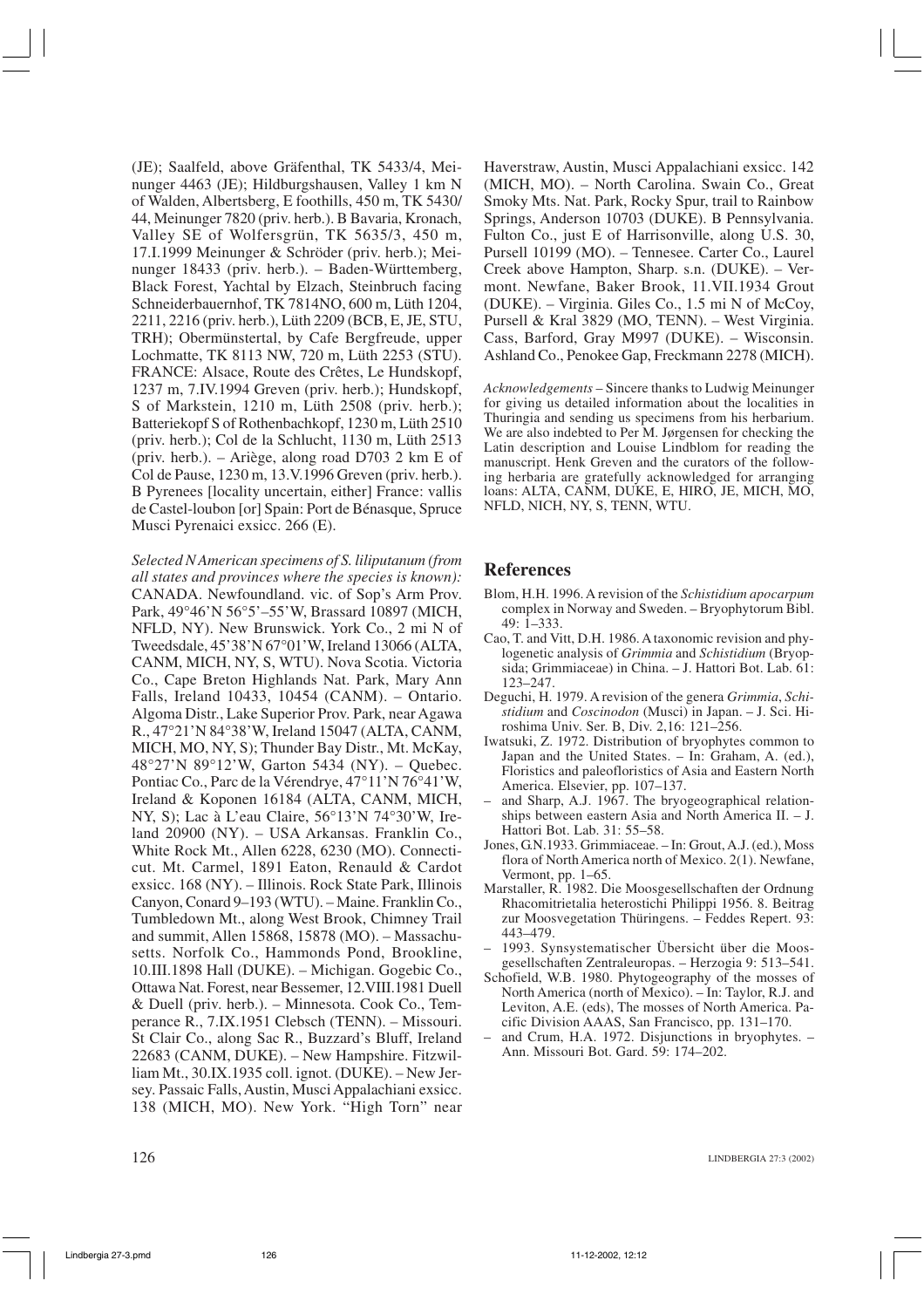(JE); Saalfeld, above Gräfenthal, TK 5433/4, Meinunger 4463 (JE); Hildburgshausen, Valley 1 km N of Walden, Albertsberg, E foothills, 450 m, TK 5430/44, Meinunger 7820 (priv. herb.). B Bavaria, Kronach, Valley SE of Wolfersgrün, TK 5635/3, 450 m, 17.I.1999 Meinunger & Schröder (priv. herb.); Meinunger 18433 (priv. herb.). – Baden-Württemberg, Black Forest, Yachtal by Elzach, Steinbruch facing Schneiderbauernhof, TK 7814NO, 600 m, Lüth 1204, 2211, 2216 (priv. herb.), Lüth 2209 (BCB, E, JE, STU, TRH); Obermünstertal, by Cafe Bergfreude, upper Lochmatte, TK 8113 NW, 720 m, Lüth 2253 (STU). FRANCE: Alsace, Route des Crêtes, Le Hundskopf, 1237 m, 7.IV.1994 Greven (priv. herb.); Hundskopf, S of Markstein, 1210 m, Lüth 2508 (priv. herb.); Batteriekopf S of Rothenbachkopf, 1230 m, Lüth 2510 (priv. herb.); Col de la Schlucht, 1130 m, Lüth 2513 (priv. herb.). – Ariège, along road D703 2 km E of Col de Pause, 1230 m, 13.V.1996 Greven (priv. herb.). B Pyrenees [locality uncertain, either] France: vallis de Castel-loubon [or] Spain: Port de Bénasque, Spruce Musci Pyrenaici exsicc. 266 (E).

*Selected N American specimens of S. liliputanum (from all states and provinces where the species is known):* CANADA. Newfoundland. vic. of Sop's Arm Prov. Park, 49°46'N 56°5'–55'W, Brassard 10897 (MICH, NFLD, NY). New Brunswick. York Co., 2 mi N of Tweedsdale, 45'38'N 67°01'W, Ireland 13066 (ALTA, CANM, MICH, NY, S, WTU). Nova Scotia. Victoria Co., Cape Breton Highlands Nat. Park, Mary Ann Falls, Ireland 10433, 10454 (CANM). – Ontario. Algoma Distr., Lake Superior Prov. Park, near Agawa R., 47°21'N 84°38'W, Ireland 15047 (ALTA, CANM, MICH, MO, NY, S); Thunder Bay Distr., Mt. McKay, 48°27'N 89°12'W, Garton 5434 (NY). – Quebec. Pontiac Co., Parc de la Vérendrye, 47°11'N 76°41'W, Ireland & Koponen 16184 (ALTA, CANM, MICH, NY, S); Lac à L'eau Claire, 56°13'N 74°30'W, Ireland 20900 (NY). – USA Arkansas. Franklin Co., White Rock Mt., Allen 6228, 6230 (MO). Connecticut. Mt. Carmel, 1891 Eaton, Renauld & Cardot exsicc. 168 (NY). – Illinois. Rock State Park, Illinois Canyon, Conard 9–193 (WTU). – Maine. Franklin Co., Tumbledown Mt., along West Brook, Chimney Trail and summit, Allen 15868, 15878 (MO). – Massachusetts. Norfolk Co., Hammonds Pond, Brookline, 10.III.1898 Hall (DUKE). – Michigan. Gogebic Co., Ottawa Nat. Forest, near Bessemer, 12.VIII.1981 Duell & Duell (priv. herb.). – Minnesota. Cook Co., Temperance R., 7.IX.1951 Clebsch (TENN). – Missouri. St Clair Co., along Sac R., Buzzard's Bluff, Ireland 22683 (CANM, DUKE). – New Hampshire. Fitzwilliam Mt., 30.IX.1935 coll. ignot. (DUKE). – New Jersey. Passaic Falls, Austin, Musci Appalachiani exsicc. 138 (MICH, MO). New York. "High Torn" near Haverstraw, Austin, Musci Appalachiani exsicc. 142 (MICH, MO). – North Carolina. Swain Co., Great Smoky Mts. Nat. Park, Rocky Spur, trail to Rainbow Springs, Anderson 10703 (DUKE). B Pennsylvania. Fulton Co., just E of Harrisonville, along U.S. 30, Pursell 10199 (MO). – Tennesee. Carter Co., Laurel Creek above Hampton, Sharp. s.n. (DUKE). – Vermont. Newfane, Baker Brook, 11.VII.1934 Grout (DUKE). – Virginia. Giles Co., 1.5 mi N of McCoy, Pursell & Kral 3829 (MO, TENN). – West Virginia. Cass, Barford, Gray M997 (DUKE). – Wisconsin. Ashland Co., Penokee Gap, Freckmann 2278 (MICH).

*Acknowledgements* – Sincere thanks to Ludwig Meinunger for giving us detailed information about the localities in Thuringia and sending us specimens from his herbarium. We are also indebted to Per M. Jørgensen for checking the Latin description and Louise Lindblom for reading the manuscript. Henk Greven and the curators of the following herbaria are gratefully acknowledged for arranging loans: ALTA, CANM, DUKE, E, HIRO, JE, MICH, MO, NFLD, NICH, NY, S, TENN, WTU.

## References

Blom, H.H. 1996. A revision of the *Schistidium apocarpum* complex in Norway and Sweden. – Bryophytorum Bibl. 49: 1–333.

Cao, T. and Vitt, D.H. 1986. A taxonomic revision and phylogenetic analysis of *Grimmia* and *Schistidium* (Bryopsida; Grimmiaceae) in China. – J. Hattori Bot. Lab. 61: 123–247.

Deguchi, H. 1979. A revision of the genera *Grimmia*, *Schistidium* and *Coscinodon* (Musci) in Japan. – J. Sci. Hiroshima Univ. Ser. B, Div. 2,16: 121–256.

Iwatsuki, Z. 1972. Distribution of bryophytes common to Japan and the United States. – In: Graham, A. (ed.), Floristics and paleofloristics of Asia and Eastern North America. Elsevier, pp. 107–137.

– and Sharp, A.J. 1967. The bryogeographical relationships between eastern Asia and North America II. – J. Hattori Bot. Lab. 31: 55–58.

Jones, G.N.1933. Grimmiaceae. – In: Grout, A.J. (ed.), Moss flora of North America north of Mexico. 2(1). Newfane, Vermont, pp. 1–65.

Marstaller, R. 1982. Die Moosgesellschaften der Ordnung Rhacomitrietalia heterostichi Philippi 1956. 8. Beitrag zur Moosvegetation Thüringens. – Feddes Repert. 93: 443–479.

– 1993. Synsystematischer Übersicht über die Moosgesellschaften Zentraleuropas. – Herzogia 9: 513–541.

Schofield, W.B. 1980. Phytogeography of the mosses of North America (north of Mexico). – In: Taylor, R.J. and Leviton, A.E. (eds), The mosses of North America. Pacific Division AAAS, San Francisco, pp. 131–170.

– and Crum, H.A. 1972. Disjunctions in bryophytes. – Ann. Missouri Bot. Gard. 59: 174–202.